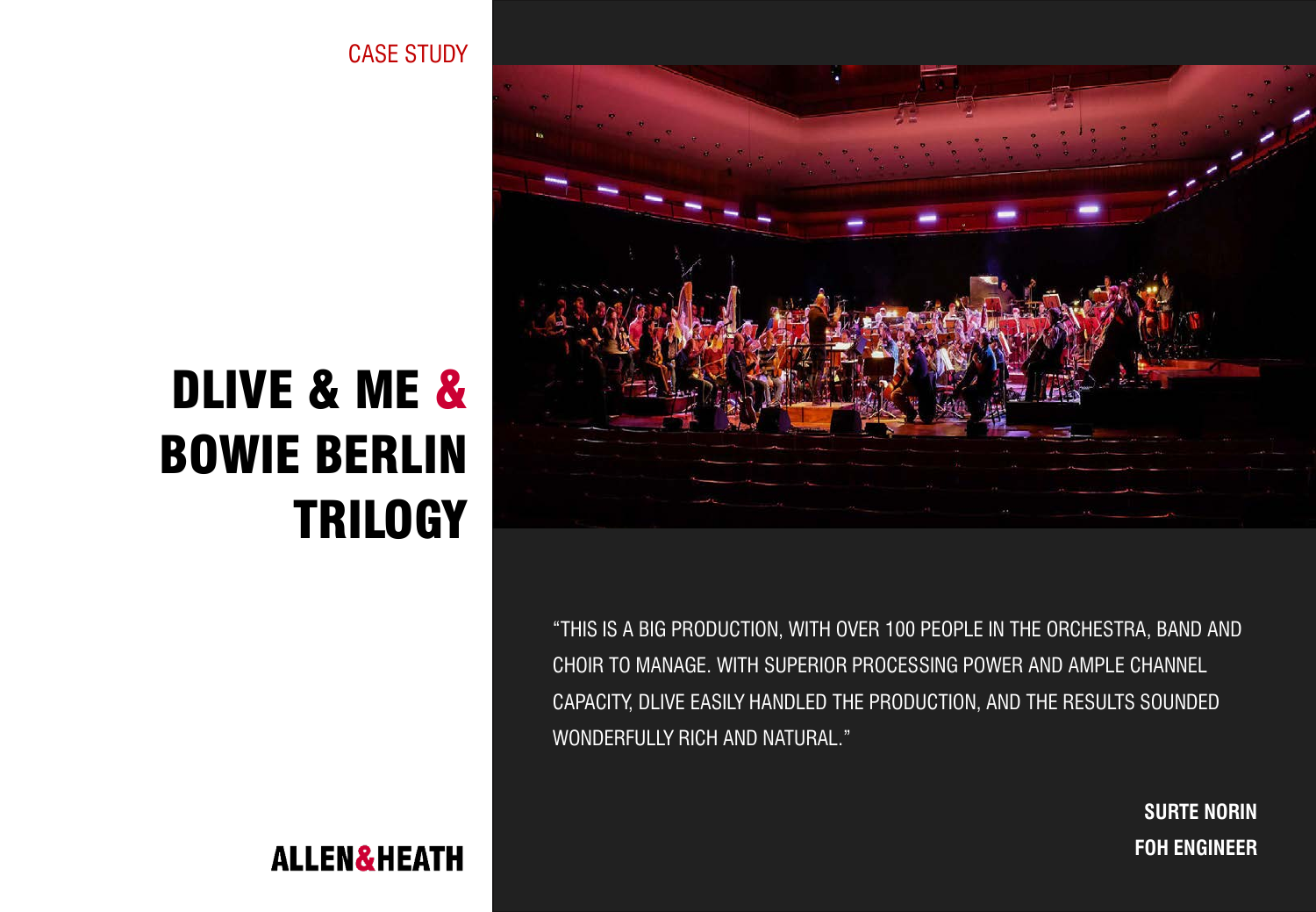CASE STUDY

# DLIVE & ME & BOWIE BERLIN TRILOGY

"THIS IS A BIG PRODUCTION, WITH OVER 100 PEOPLE IN THE ORCHESTRA, BAND AND CHOIR TO MANAGE. WITH SUPERIOR PROCESSING POWER AND AMPLE CHANNEL CAPACITY, DLIVE EASILY HANDLED THE PRODUCTION, AND THE RESULTS SOUNDED WONDERFULLY RICH AND NATURAL."

**SURTE NORIN**
**FOH ENGINEER**

ALLEN&HEATH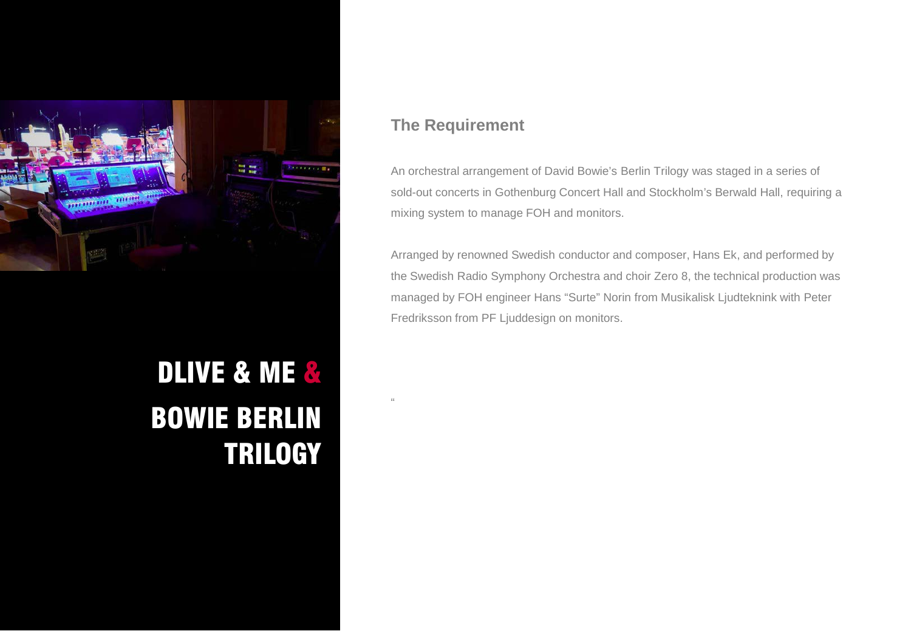# DLIVE & ME & BOWIE BERLIN TRILOGY

## The Requirement

An orchestral arrangement of David Bowie’s Berlin Trilogy was staged in a series of sold-out concerts in Gothenburg Concert Hall and Stockholm’s Berwald Hall, requiring a mixing system to manage FOH and monitors.

Arranged by renowned Swedish conductor and composer, Hans Ek, and performed by the Swedish Radio Symphony Orchestra and choir Zero 8, the technical production was managed by FOH engineer Hans “Surte” Norin from Musikalisk Ljudteknink with Peter Fredriksson from PF Ljuddesign on monitors.

“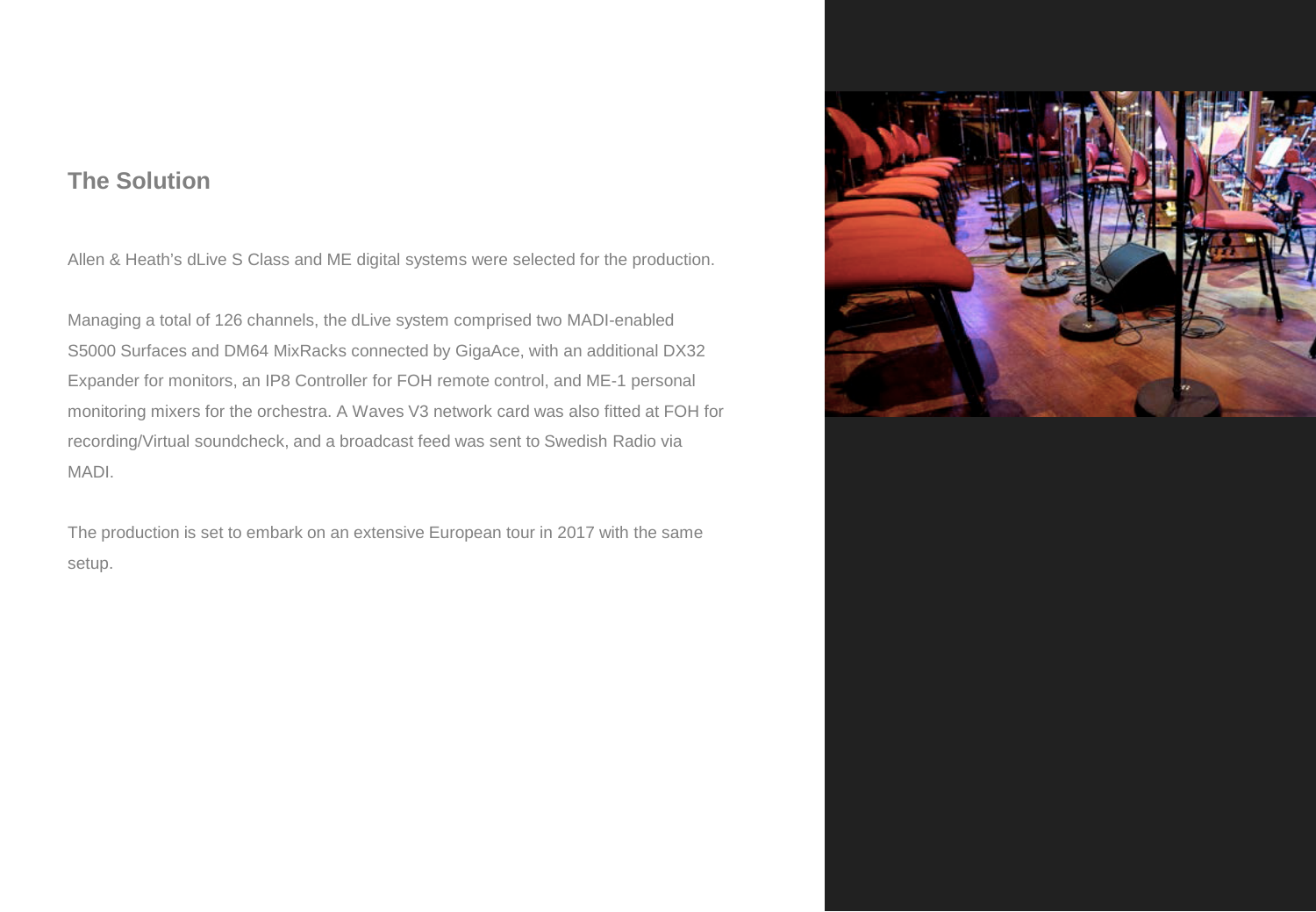## The Solution

Allen & Heath’s dLive S Class and ME digital systems were selected for the production.

Managing a total of 126 channels, the dLive system comprised two MADI-enabled S5000 Surfaces and DM64 MixRacks connected by GigaAce, with an additional DX32 Expander for monitors, an IP8 Controller for FOH remote control, and ME-1 personal monitoring mixers for the orchestra. A Waves V3 network card was also fitted at FOH for recording/Virtual soundcheck, and a broadcast feed was sent to Swedish Radio via MADI.

The production is set to embark on an extensive European tour in 2017 with the same setup.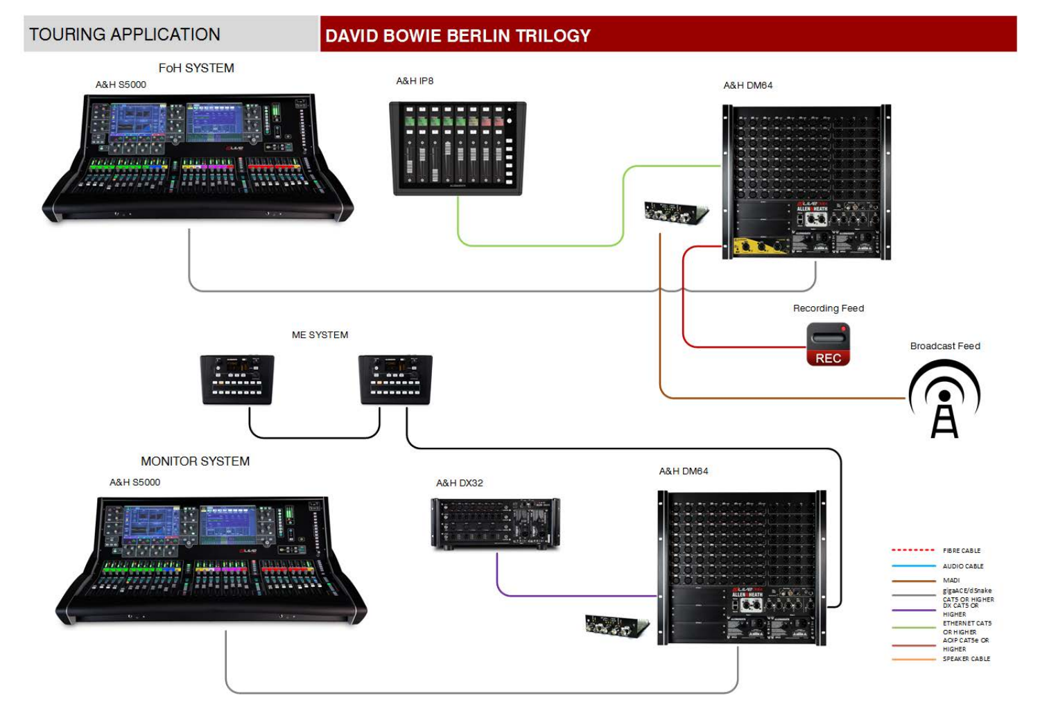TOURING APPLICATION

# DAVID BOWIE BERLIN TRILOGY

FoH SYSTEM

A&H S5000

A&H IP8

A&H DM64

Recording Feed

REC

Broadcast Feed

ME SYSTEM

MONITOR SYSTEM

A&H S5000

A&H DX32

A&H DM64

FIBRE CABLE

AUDIO CABLE

MADI

gigaACE/dSnake CAT5 OR HIGHER

DX CAT5 OR HIGHER

ETHERNET CAT5 OR HIGHER

AOIP CAT5e OR HIGHER

SPEAKER CABLE